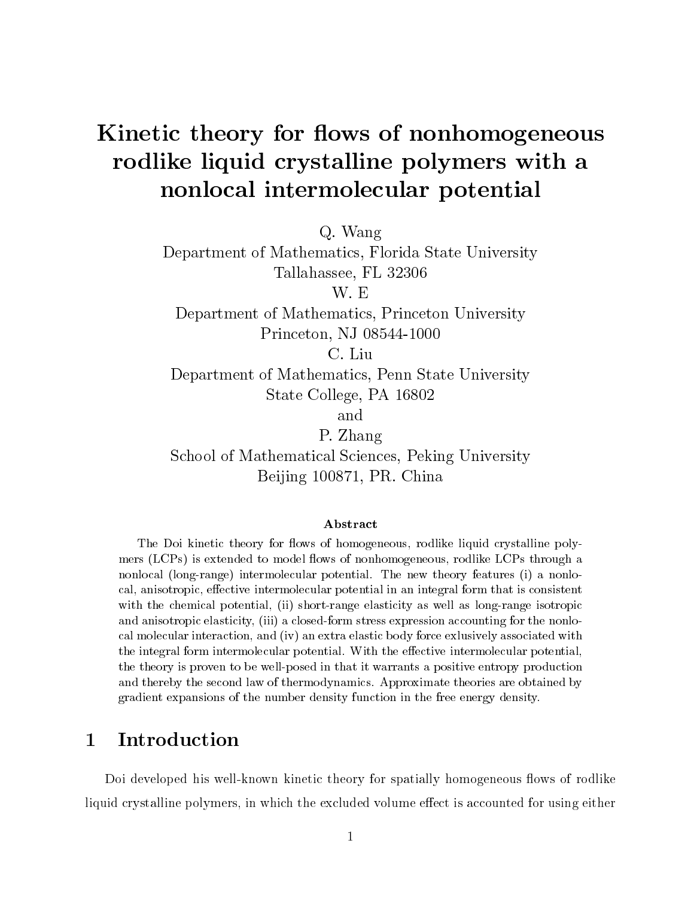# Kinetic theory for flows of nonhomogeneous rodlike liquid crystalline polymers with a nonlocal intermolecular potential

Q. Wang
Department of Mathematics, Florida State University
Tallahassee, FL 32306

W. E
Department of Mathematics, Princeton University
Princeton, NJ 08544-1000

C. Liu
Department of Mathematics, Penn State University
State College, PA 16802

and

P. Zhang
School of Mathematical Sciences, Peking University
Beijing 100871, PR. China

### Abstract

The Doi kinetic theory for flows of homogeneous, rodlike liquid crystalline polymers (LCPs) is extended to model flows of nonhomogeneous, rodlike LCPs through a nonlocal (long-range) intermolecular potential. The new theory features (i) a nonlocal, anisotropic, effective intermolecular potential in an integral form that is consistent with the chemical potential, (ii) short-range elasticity as well as long-range isotropic and anisotropic elasticity, (iii) a closed-form stress expression accounting for the nonlocal molecular interaction, and (iv) an extra elastic body force exlusively associated with the integral form intermolecular potential. With the effective intermolecular potential, the theory is proven to be well-posed in that it warrants a positive entropy production and thereby the second law of thermodynamics. Approximate theories are obtained by gradient expansions of the number density function in the free energy density.

## 1 Introduction

Doi developed his well-known kinetic theory for spatially homogeneous flows of rodlike liquid crystalline polymers, in which the excluded volume effect is accounted for using either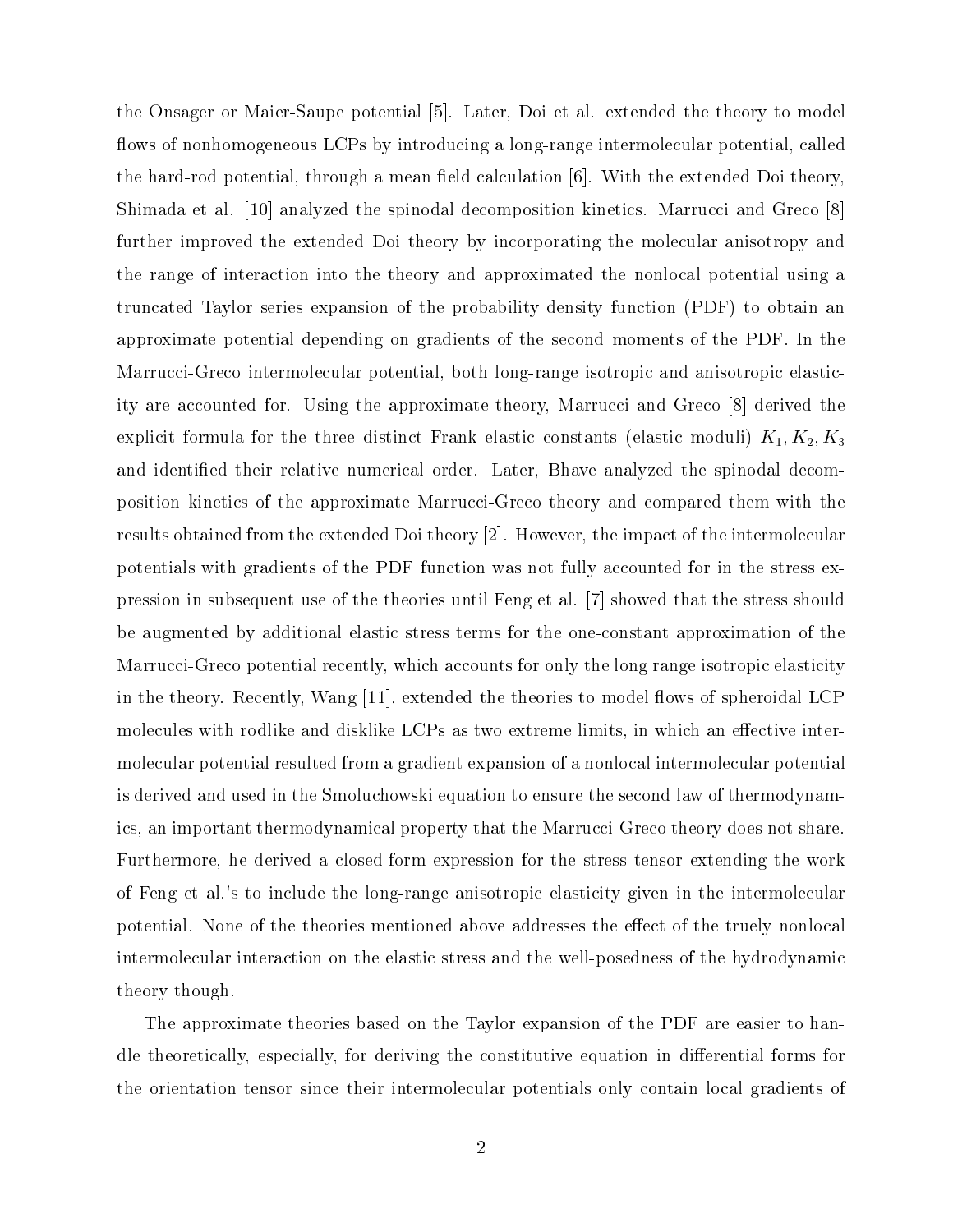the Onsager or Maier-Saupe potential [5]. Later, Doi et al. extended the theory to model flows of nonhomogeneous LCPs by introducing a long-range intermolecular potential, called the hard-rod potential, through a mean field calculation [6]. With the extended Doi theory, Shimada et al. [10] analyzed the spinodal decomposition kinetics. Marrucci and Greco [8] further improved the extended Doi theory by incorporating the molecular anisotropy and the range of interaction into the theory and approximated the nonlocal potential using a truncated Taylor series expansion of the probability density function (PDF) to obtain an approximate potential depending on gradients of the second moments of the PDF. In the Marrucci-Greco intermolecular potential, both long-range isotropic and anisotropic elasticity are accounted for. Using the approximate theory, Marrucci and Greco [8] derived the explicit formula for the three distinct Frank elastic constants (elastic moduli) $K_1, K_2, K_3$ and identified their relative numerical order. Later, Bhave analyzed the spinodal decomposition kinetics of the approximate Marrucci-Greco theory and compared them with the results obtained from the extended Doi theory [2]. However, the impact of the intermolecular potentials with gradients of the PDF function was not fully accounted for in the stress expression in subsequent use of the theories until Feng et al. [7] showed that the stress should be augmented by additional elastic stress terms for the one-constant approximation of the Marrucci-Greco potential recently, which accounts for only the long range isotropic elasticity in the theory. Recently, Wang [11], extended the theories to model flows of spheroidal LCP molecules with rodlike and disklike LCPs as two extreme limits, in which an effective intermolecular potential resulted from a gradient expansion of a nonlocal intermolecular potential is derived and used in the Smoluchowski equation to ensure the second law of thermodynamics, an important thermodynamical property that the Marrucci-Greco theory does not share. Furthermore, he derived a closed-form expression for the stress tensor extending the work of Feng et al.'s to include the long-range anisotropic elasticity given in the intermolecular potential. None of the theories mentioned above addresses the effect of the truely nonlocal intermolecular interaction on the elastic stress and the well-posedness of the hydrodynamic theory though.

The approximate theories based on the Taylor expansion of the PDF are easier to handle theoretically, especially, for deriving the constitutive equation in differential forms for the orientation tensor since their intermolecular potentials only contain local gradients of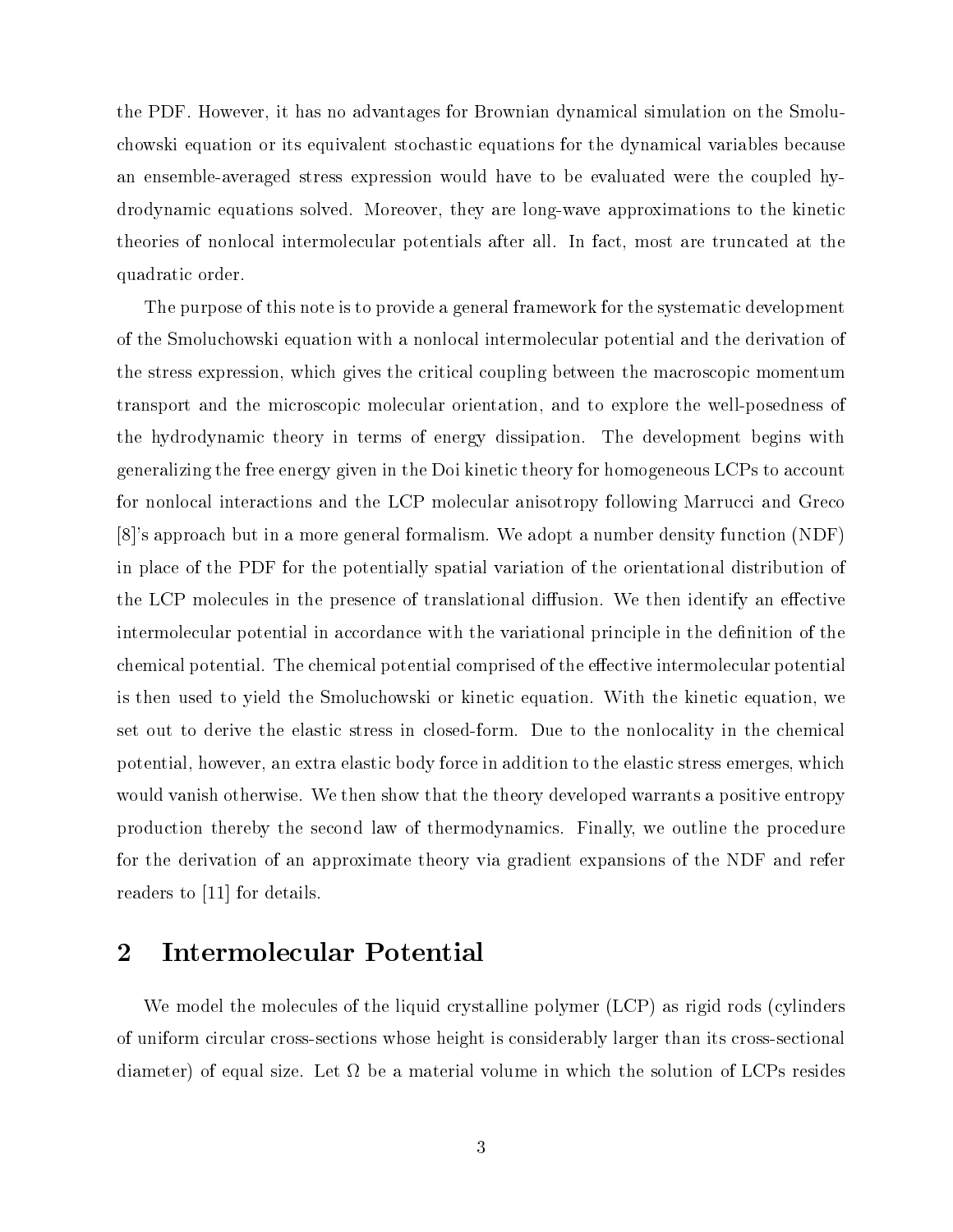the PDF. However, it has no advantages for Brownian dynamical simulation on the Smoluchowski equation or its equivalent stochastic equations for the dynamical variables because an ensemble-averaged stress expression would have to be evaluated were the coupled hydrodynamic equations solved. Moreover, they are long-wave approximations to the kinetic theories of nonlocal intermolecular potentials after all. In fact, most are truncated at the quadratic order.

The purpose of this note is to provide a general framework for the systematic development of the Smoluchowski equation with a nonlocal intermolecular potential and the derivation of the stress expression, which gives the critical coupling between the macroscopic momentum transport and the microscopic molecular orientation, and to explore the well-posedness of the hydrodynamic theory in terms of energy dissipation. The development begins with generalizing the free energy given in the Doi kinetic theory for homogeneous LCPs to account for nonlocal interactions and the LCP molecular anisotropy following Marrucci and Greco [8]'s approach but in a more general formalism. We adopt a number density function (NDF) in place of the PDF for the potentially spatial variation of the orientational distribution of the LCP molecules in the presence of translational diffusion. We then identify an effective intermolecular potential in accordance with the variational principle in the definition of the chemical potential. The chemical potential comprised of the effective intermolecular potential is then used to yield the Smoluchowski or kinetic equation. With the kinetic equation, we set out to derive the elastic stress in closed-form. Due to the nonlocality in the chemical potential, however, an extra elastic body force in addition to the elastic stress emerges, which would vanish otherwise. We then show that the theory developed warrants a positive entropy production thereby the second law of thermodynamics. Finally, we outline the procedure for the derivation of an approximate theory via gradient expansions of the NDF and refer readers to [11] for details.

## 2 Intermolecular Potential

We model the molecules of the liquid crystalline polymer (LCP) as rigid rods (cylinders of uniform circular cross-sections whose height is considerably larger than its cross-sectional diameter) of equal size. Let $\Omega$ be a material volume in which the solution of LCPs resides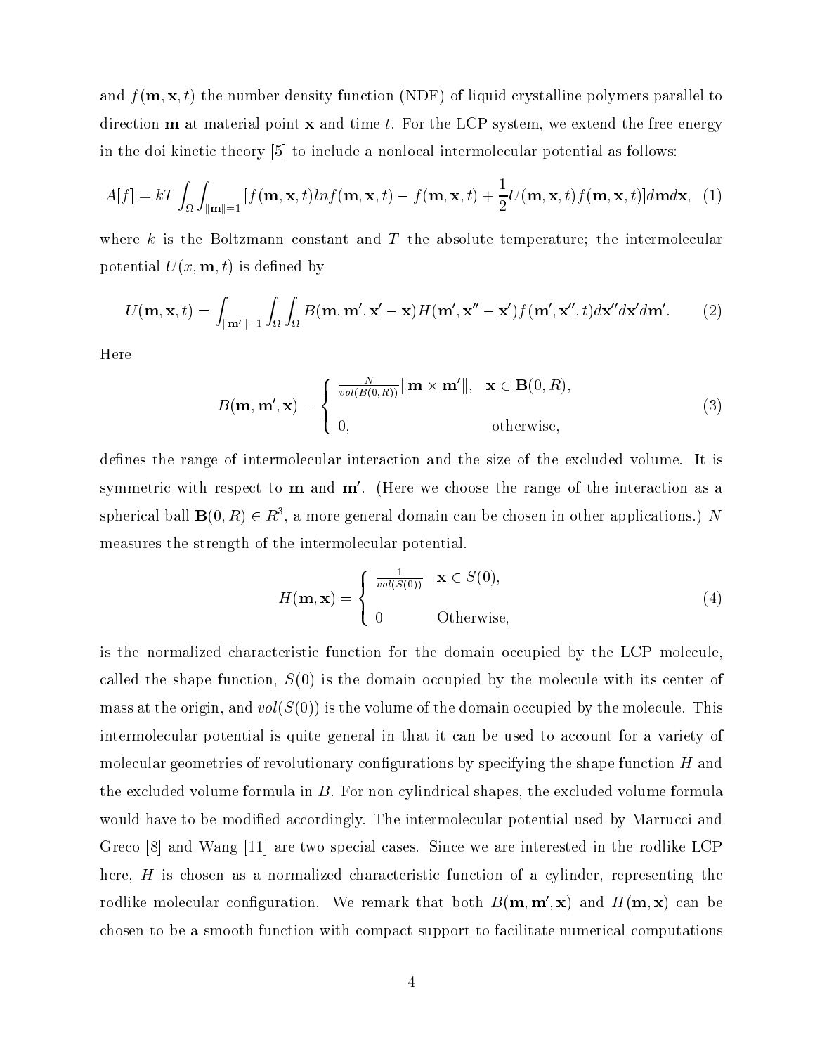and $f(\mathbf{m}, \mathbf{x}, t)$ the number density function (NDF) of liquid crystalline polymers parallel to direction $\mathbf{m}$ at material point $\mathbf{x}$ and time $t$. For the LCP system, we extend the free energy in the doi kinetic theory [5] to include a nonlocal intermolecular potential as follows:

$$A[f] = kT \int_{\Omega} \int_{\|\mathbf{m}\|=1} [f(\mathbf{m}, \mathbf{x}, t) lnf(\mathbf{m}, \mathbf{x}, t) - f(\mathbf{m}, \mathbf{x}, t) + \frac{1}{2} U(\mathbf{m}, \mathbf{x}, t) f(\mathbf{m}, \mathbf{x}, t)] d\mathbf{m} d\mathbf{x}, \quad (1)$$

where $k$ is the Boltzmann constant and $T$ the absolute temperature; the intermolecular potential $U(x, \mathbf{m}, t)$ is defined by

$$U(\mathbf{m}, \mathbf{x}, t) = \int_{\|\mathbf{m}'\|=1} \int_{\Omega} \int_{\Omega} B(\mathbf{m}, \mathbf{m}', \mathbf{x}' - \mathbf{x}) H(\mathbf{m}', \mathbf{x}'' - \mathbf{x}') f(\mathbf{m}', \mathbf{x}'', t) d\mathbf{x}'' d\mathbf{x}' d\mathbf{m}'. \quad (2)$$

Here

$$B(\mathbf{m}, \mathbf{m}', \mathbf{x}) = \begin{cases} \frac{N}{vol(B(0,R))} \|\mathbf{m} \times \mathbf{m}'\|, & \mathbf{x} \in \mathbf{B}(0, R), \\ \\ 0, & \text{otherwise}, \end{cases} \quad (3)$$

defines the range of intermolecular interaction and the size of the excluded volume. It is symmetric with respect to $\mathbf{m}$ and $\mathbf{m}'$. (Here we choose the range of the interaction as a spherical ball $\mathbf{B}(0, R) \in R^3$, a more general domain can be chosen in other applications.) $N$ measures the strength of the intermolecular potential.

$$H(\mathbf{m}, \mathbf{x}) = \begin{cases} \frac{1}{vol(S(0))} & \mathbf{x} \in S(0), \\ \\ 0 & \text{Otherwise}, \end{cases} \quad (4)$$

is the normalized characteristic function for the domain occupied by the LCP molecule, called the shape function, $S(0)$ is the domain occupied by the molecule with its center of mass at the origin, and $vol(S(0))$ is the volume of the domain occupied by the molecule. This intermolecular potential is quite general in that it can be used to account for a variety of molecular geometries of revolutionary configurations by specifying the shape function $H$ and the excluded volume formula in $B$. For non-cylindrical shapes, the excluded volume formula would have to be modified accordingly. The intermolecular potential used by Marrucci and Greco [8] and Wang [11] are two special cases. Since we are interested in the rodlike LCP here, $H$ is chosen as a normalized characteristic function of a cylinder, representing the rodlike molecular configuration. We remark that both $B(\mathbf{m}, \mathbf{m}', \mathbf{x})$ and $H(\mathbf{m}, \mathbf{x})$ can be chosen to be a smooth function with compact support to facilitate numerical computations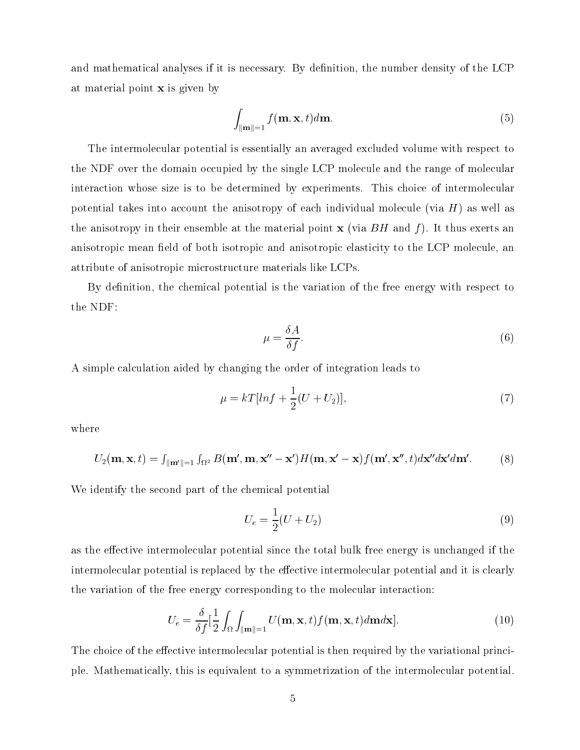and mathematical analyses if it is necessary. By definition, the number density of the LCP at material point $\mathbf{x}$ is given by

$$\int_{\|\mathbf{m}\|=1} f(\mathbf{m}, \mathbf{x}, t) d\mathbf{m}. \tag{5}$$

The intermolecular potential is essentially an averaged excluded volume with respect to the NDF over the domain occupied by the single LCP molecule and the range of molecular interaction whose size is to be determined by experiments. This choice of intermolecular potential takes into account the anisotropy of each individual molecule (via $H$) as well as the anisotropy in their ensemble at the material point $\mathbf{x}$ (via $BH$ and $f$). It thus exerts an anisotropic mean field of both isotropic and anisotropic elasticity to the LCP molecule, an attribute of anisotropic microstructure materials like LCPs.

By definition, the chemical potential is the variation of the free energy with respect to the NDF:

$$\mu = \frac{\delta A}{\delta f}. \tag{6}$$

A simple calculation aided by changing the order of integration leads to

$$\mu = kT[lnf + \frac{1}{2}(U + U_2)], \tag{7}$$

where

$$U_2(\mathbf{m}, \mathbf{x}, t) = \int_{\|\mathbf{m}'\|=1} \int_{\Omega^2} B(\mathbf{m}', \mathbf{m}, \mathbf{x}'' - \mathbf{x}') H(\mathbf{m}, \mathbf{x}' - \mathbf{x}) f(\mathbf{m}', \mathbf{x}'', t) d\mathbf{x}'' d\mathbf{x}' d\mathbf{m}'. \tag{8}$$

We identify the second part of the chemical potential

$$U_e = \frac{1}{2}(U + U_2) \tag{9}$$

as the effective intermolecular potential since the total bulk free energy is unchanged if the intermolecular potential is replaced by the effective intermolecular potential and it is clearly the variation of the free energy corresponding to the molecular interaction:

$$U_e = \frac{\delta}{\delta f}[\frac{1}{2} \int_{\Omega} \int_{\|\mathbf{m}\|=1} U(\mathbf{m}, \mathbf{x}, t) f(\mathbf{m}, \mathbf{x}, t) d\mathbf{m} d\mathbf{x}]. \tag{10}$$

The choice of the effective intermolecular potential is then required by the variational principle. Mathematically, this is equivalent to a symmetrization of the intermolecular potential.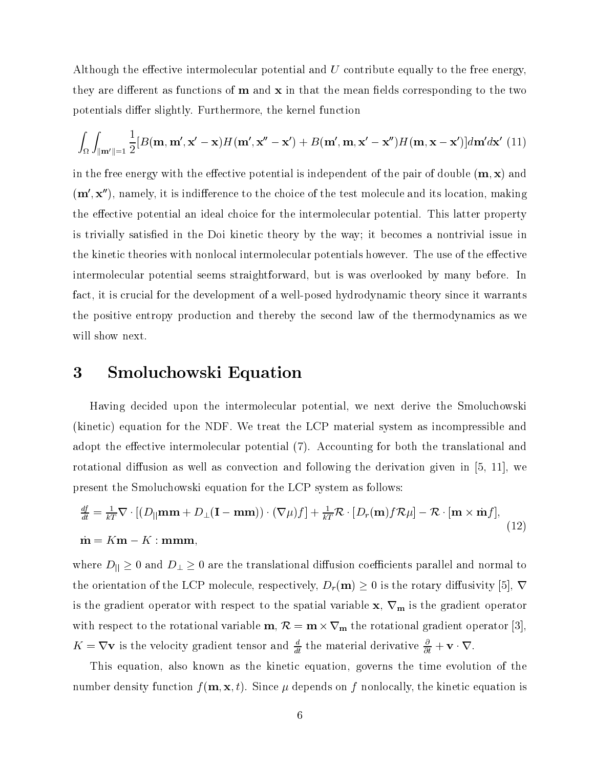Although the effective intermolecular potential and $U$ contribute equally to the free energy, they are different as functions of $\mathbf{m}$ and $\mathbf{x}$ in that the mean fields corresponding to the two potentials differ slightly. Furthermore, the kernel function

$$\int_\Omega \int_{\|\mathbf{m}'\|=1} \frac{1}{2}[B(\mathbf{m}, \mathbf{m}', \mathbf{x}' - \mathbf{x})H(\mathbf{m}', \mathbf{x}'' - \mathbf{x}') + B(\mathbf{m}', \mathbf{m}, \mathbf{x}' - \mathbf{x}'')H(\mathbf{m}, \mathbf{x} - \mathbf{x}')]d\mathbf{m}'d\mathbf{x}' \tag{11}$$

in the free energy with the effective potential is independent of the pair of double $(\mathbf{m}, \mathbf{x})$ and $(\mathbf{m}', \mathbf{x}'')$, namely, it is indifference to the choice of the test molecule and its location, making the effective potential an ideal choice for the intermolecular potential. This latter property is trivially satisfied in the Doi kinetic theory by the way; it becomes a nontrivial issue in the kinetic theories with nonlocal intermolecular potentials however. The use of the effective intermolecular potential seems straightforward, but is was overlooked by many before. In fact, it is crucial for the development of a well-posed hydrodynamic theory since it warrants the positive entropy production and thereby the second law of the thermodynamics as we will show next.

## 3 Smoluchowski Equation

Having decided upon the intermolecular potential, we next derive the Smoluchowski (kinetic) equation for the NDF. We treat the LCP material system as incompressible and adopt the effective intermolecular potential (7). Accounting for both the translational and rotational diffusion as well as convection and following the derivation given in [5, 11], we present the Smoluchowski equation for the LCP system as follows:

$$\begin{aligned} &\frac{df}{dt} = \frac{1}{kT}\nabla \cdot [(D_{||}\mathbf{mm} + D_\perp(\mathbf{I} - \mathbf{mm})) \cdot (\nabla\mu) f] + \frac{1}{kT}\mathcal{R} \cdot [D_r(\mathbf{m}) f \mathcal{R}\mu] - \mathcal{R} \cdot [\mathbf{m} \times \dot{\mathbf{m}} f], \\ &\dot{\mathbf{m}} = K\mathbf{m} - K : \mathbf{mmm}, \end{aligned} \tag{12}$$

where $D_{||} \geq 0$ and $D_\perp \geq 0$ are the translational diffusion coefficients parallel and normal to the orientation of the LCP molecule, respectively, $D_r(\mathbf{m}) \geq 0$ is the rotary diffusivity [5], $\nabla$ is the gradient operator with respect to the spatial variable $\mathbf{x}$, $\nabla_\mathbf{m}$ is the gradient operator with respect to the rotational variable $\mathbf{m}$, $\mathcal{R} = \mathbf{m} \times \nabla_\mathbf{m}$ the rotational gradient operator [3], $K = \nabla \mathbf{v}$ is the velocity gradient tensor and $\frac{d}{dt}$ the material derivative $\frac{\partial}{\partial t} + \mathbf{v} \cdot \nabla$.

This equation, also known as the kinetic equation, governs the time evolution of the number density function $f(\mathbf{m}, \mathbf{x}, t)$. Since $\mu$ depends on $f$ nonlocally, the kinetic equation is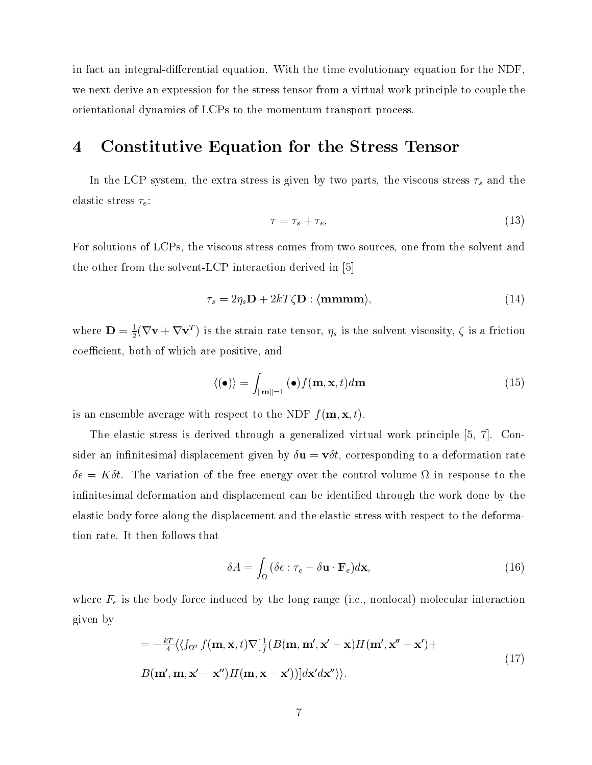in fact an integral-differential equation. With the time evolutionary equation for the NDF, we next derive an expression for the stress tensor from a virtual work principle to couple the orientational dynamics of LCPs to the momentum transport process.

# 4 Constitutive Equation for the Stress Tensor

In the LCP system, the extra stress is given by two parts, the viscous stress $\tau_s$ and the elastic stress $\tau_e$:

$$\tau = \tau_s + \tau_e, \tag{13}$$

For solutions of LCPs, the viscous stress comes from two sources, one from the solvent and the other from the solvent-LCP interaction derived in [5]

$$\tau_s = 2\eta_s \mathbf{D} + 2kT\zeta \mathbf{D} : \langle \mathbf{mmmm} \rangle, \tag{14}$$

where $\mathbf{D} = \frac{1}{2}(\nabla \mathbf{v} + \nabla \mathbf{v}^T)$ is the strain rate tensor, $\eta_s$ is the solvent viscosity, $\zeta$ is a friction coefficient, both of which are positive, and

$$\langle (\bullet) \rangle = \int_{\|\mathbf{m}\|=1} (\bullet) f(\mathbf{m}, \mathbf{x}, t) d\mathbf{m} \tag{15}$$

is an ensemble average with respect to the NDF $f(\mathbf{m}, \mathbf{x}, t)$.

The elastic stress is derived through a generalized virtual work principle [5, 7]. Consider an infinitesimal displacement given by $\delta \mathbf{u} = \mathbf{v} \delta t$, corresponding to a deformation rate $\delta \epsilon = K \delta t$. The variation of the free energy over the control volume $\Omega$ in response to the infinitesimal deformation and displacement can be identified through the work done by the elastic body force along the displacement and the elastic stress with respect to the deformation rate. It then follows that

$$\delta A = \int_\Omega (\delta \epsilon : \tau_e - \delta \mathbf{u} \cdot \mathbf{F}_e) d\mathbf{x}, \tag{16}$$

where $F_e$ is the body force induced by the long range (i.e., nonlocal) molecular interaction given by

$$\begin{aligned} &= -\tfrac{kT}{4} \langle \langle \textstyle\int_{\Omega^2} f(\mathbf{m}, \mathbf{x}, t) \nabla [\tfrac{1}{f} (B(\mathbf{m}, \mathbf{m}', \mathbf{x}' - \mathbf{x}) H(\mathbf{m}', \mathbf{x}'' - \mathbf{x}') + \\ &B(\mathbf{m}', \mathbf{m}, \mathbf{x}' - \mathbf{x}'') H(\mathbf{m}, \mathbf{x} - \mathbf{x}'))] d\mathbf{x}' d\mathbf{x}'' \rangle \rangle. \end{aligned} \tag{17}$$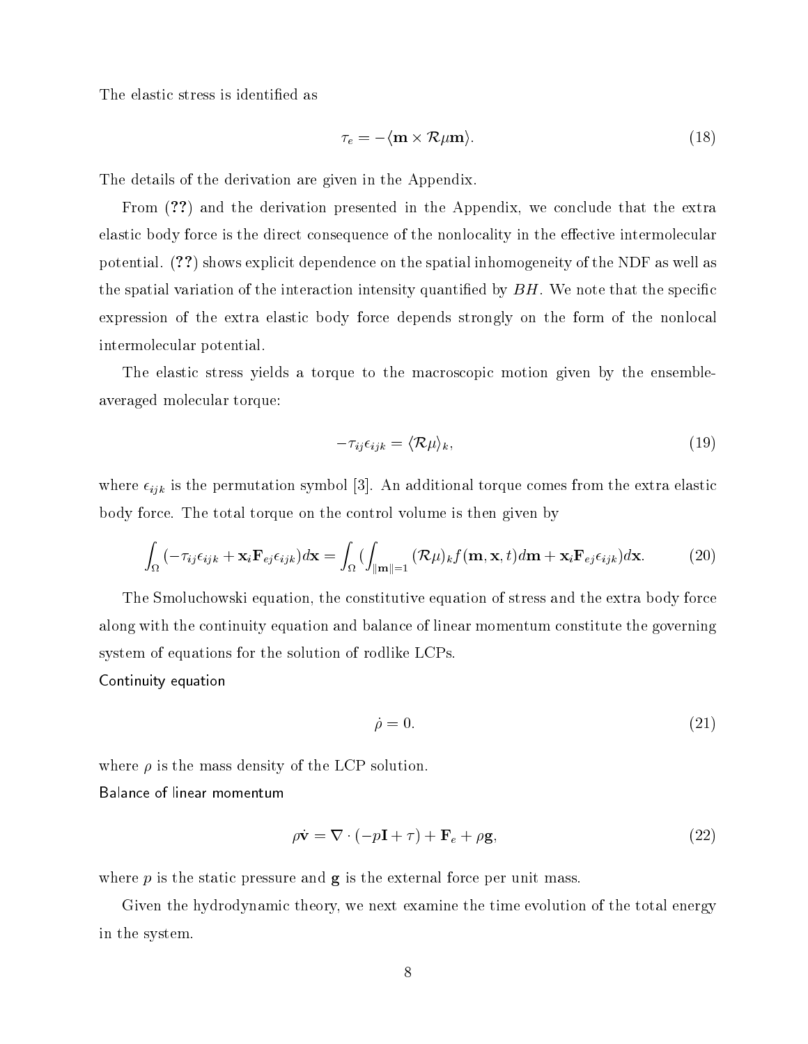The elastic stress is identified as

$$\tau_e = -\langle \mathbf{m} \times \mathcal{R}\mu \mathbf{m} \rangle. \tag{18}$$

The details of the derivation are given in the Appendix.

From (**??**) and the derivation presented in the Appendix, we conclude that the extra elastic body force is the direct consequence of the nonlocality in the effective intermolecular potential. (**??**) shows explicit dependence on the spatial inhomogeneity of the NDF as well as the spatial variation of the interaction intensity quantified by $BH$. We note that the specific expression of the extra elastic body force depends strongly on the form of the nonlocal intermolecular potential.

The elastic stress yields a torque to the macroscopic motion given by the ensemble-averaged molecular torque:

$$-\tau_{ij}\epsilon_{ijk} = \langle \mathcal{R}\mu \rangle_k, \tag{19}$$

where $\epsilon_{ijk}$ is the permutation symbol [3]. An additional torque comes from the extra elastic body force. The total torque on the control volume is then given by

$$\int_\Omega (-\tau_{ij}\epsilon_{ijk} + \mathbf{x}_i \mathbf{F}_{ej}\epsilon_{ijk}) d\mathbf{x} = \int_\Omega (\int_{\|\mathbf{m}\|=1} (\mathcal{R}\mu)_k f(\mathbf{m}, \mathbf{x}, t) d\mathbf{m} + \mathbf{x}_i \mathbf{F}_{ej}\epsilon_{ijk}) d\mathbf{x}. \tag{20}$$

The Smoluchowski equation, the constitutive equation of stress and the extra body force along with the continuity equation and balance of linear momentum constitute the governing system of equations for the solution of rodlike LCPs.

Continuity equation

$$\dot{\rho} = 0. \tag{21}$$

where $\rho$ is the mass density of the LCP solution.

Balance of linear momentum

$$\rho \dot{\mathbf{v}} = \nabla \cdot (-p\mathbf{I} + \tau) + \mathbf{F}_e + \rho \mathbf{g}, \tag{22}$$

where $p$ is the static pressure and $\mathbf{g}$ is the external force per unit mass.

Given the hydrodynamic theory, we next examine the time evolution of the total energy in the system.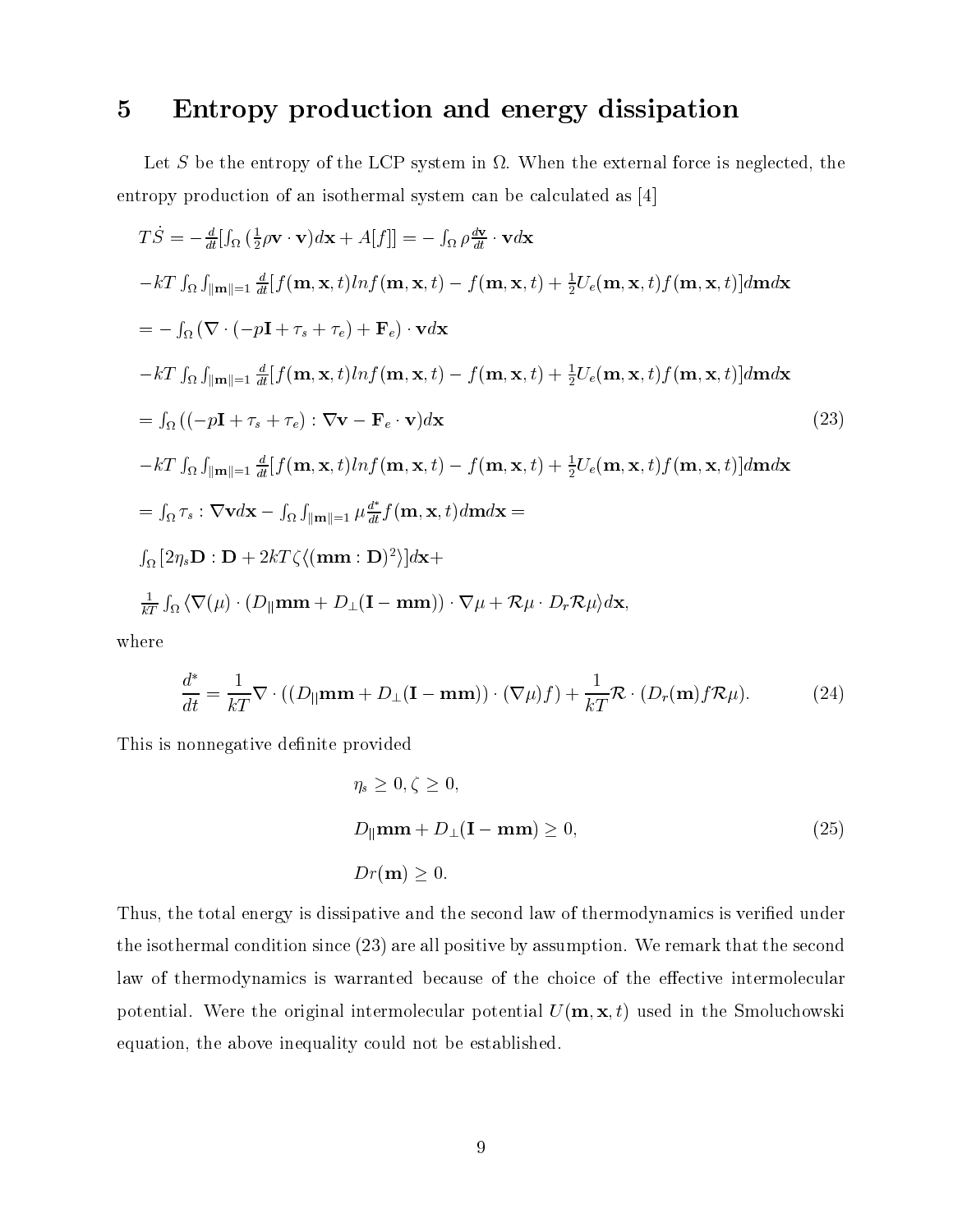## 5 Entropy production and energy dissipation

Let $S$ be the entropy of the LCP system in $\Omega$. When the external force is neglected, the entropy production of an isothermal system can be calculated as [4]

$$
\begin{aligned}
&T\dot{S} = -\frac{d}{dt}[\int_\Omega (\tfrac{1}{2}\rho \mathbf{v}\cdot\mathbf{v})d\mathbf{x} + A[f]] = -\int_\Omega \rho \frac{d\mathbf{v}}{dt}\cdot \mathbf{v}d\mathbf{x} \\
&-kT\int_\Omega \int_{\|\mathbf{m}\|=1} \frac{d}{dt}[f(\mathbf{m},\mathbf{x},t)lnf(\mathbf{m},\mathbf{x},t) - f(\mathbf{m},\mathbf{x},t) + \tfrac{1}{2}U_e(\mathbf{m},\mathbf{x},t)f(\mathbf{m},\mathbf{x},t)]d\mathbf{m}d\mathbf{x} \\
&= -\int_\Omega (\nabla\cdot(-p\mathbf{I} + \tau_s + \tau_e) + \mathbf{F}_e)\cdot \mathbf{v}d\mathbf{x} \\
&-kT\int_\Omega \int_{\|\mathbf{m}\|=1} \frac{d}{dt}[f(\mathbf{m},\mathbf{x},t)lnf(\mathbf{m},\mathbf{x},t) - f(\mathbf{m},\mathbf{x},t) + \tfrac{1}{2}U_e(\mathbf{m},\mathbf{x},t)f(\mathbf{m},\mathbf{x},t)]d\mathbf{m}d\mathbf{x} \\
&= \int_\Omega ((-p\mathbf{I} + \tau_s + \tau_e) : \nabla\mathbf{v} - \mathbf{F}_e\cdot\mathbf{v})d\mathbf{x} \qquad (23)\\
&-kT\int_\Omega \int_{\|\mathbf{m}\|=1} \frac{d}{dt}[f(\mathbf{m},\mathbf{x},t)lnf(\mathbf{m},\mathbf{x},t) - f(\mathbf{m},\mathbf{x},t) + \tfrac{1}{2}U_e(\mathbf{m},\mathbf{x},t)f(\mathbf{m},\mathbf{x},t)]d\mathbf{m}d\mathbf{x} \\
&= \int_\Omega \tau_s : \nabla\mathbf{v}d\mathbf{x} - \int_\Omega\int_{\|\mathbf{m}\|=1} \mu \frac{d^*}{dt} f(\mathbf{m},\mathbf{x},t)d\mathbf{m}d\mathbf{x} = \\
&\int_\Omega [2\eta_s \mathbf{D}:\mathbf{D} + 2kT\zeta\langle(\mathbf{mm}:\mathbf{D})^2\rangle]d\mathbf{x} + \\
&\frac{1}{kT}\int_\Omega \langle \nabla(\mu)\cdot(D_{\|}\mathbf{mm} + D_\perp(\mathbf{I}-\mathbf{mm}))\cdot\nabla\mu + \mathcal{R}\mu\cdot D_r\mathcal{R}\mu\rangle d\mathbf{x},
\end{aligned}
$$

where

$$
\frac{d^*}{dt} = \frac{1}{kT}\nabla\cdot((D_{\|}\mathbf{mm} + D_\perp(\mathbf{I}-\mathbf{mm}))\cdot(\nabla\mu)f) + \frac{1}{kT}\mathcal{R}\cdot(D_r(\mathbf{m})f\mathcal{R}\mu). \qquad (24)
$$

This is nonnegative definite provided

$$
\begin{aligned}
&\eta_s \geq 0, \zeta \geq 0, \\
&D_{\|}\mathbf{mm} + D_\perp(\mathbf{I}-\mathbf{mm}) \geq 0, \qquad (25)\\
&Dr(\mathbf{m}) \geq 0.
\end{aligned}
$$

Thus, the total energy is dissipative and the second law of thermodynamics is verified under the isothermal condition since (23) are all positive by assumption. We remark that the second law of thermodynamics is warranted because of the choice of the effective intermolecular potential. Were the original intermolecular potential $U(\mathbf{m},\mathbf{x},t)$ used in the Smoluchowski equation, the above inequality could not be established.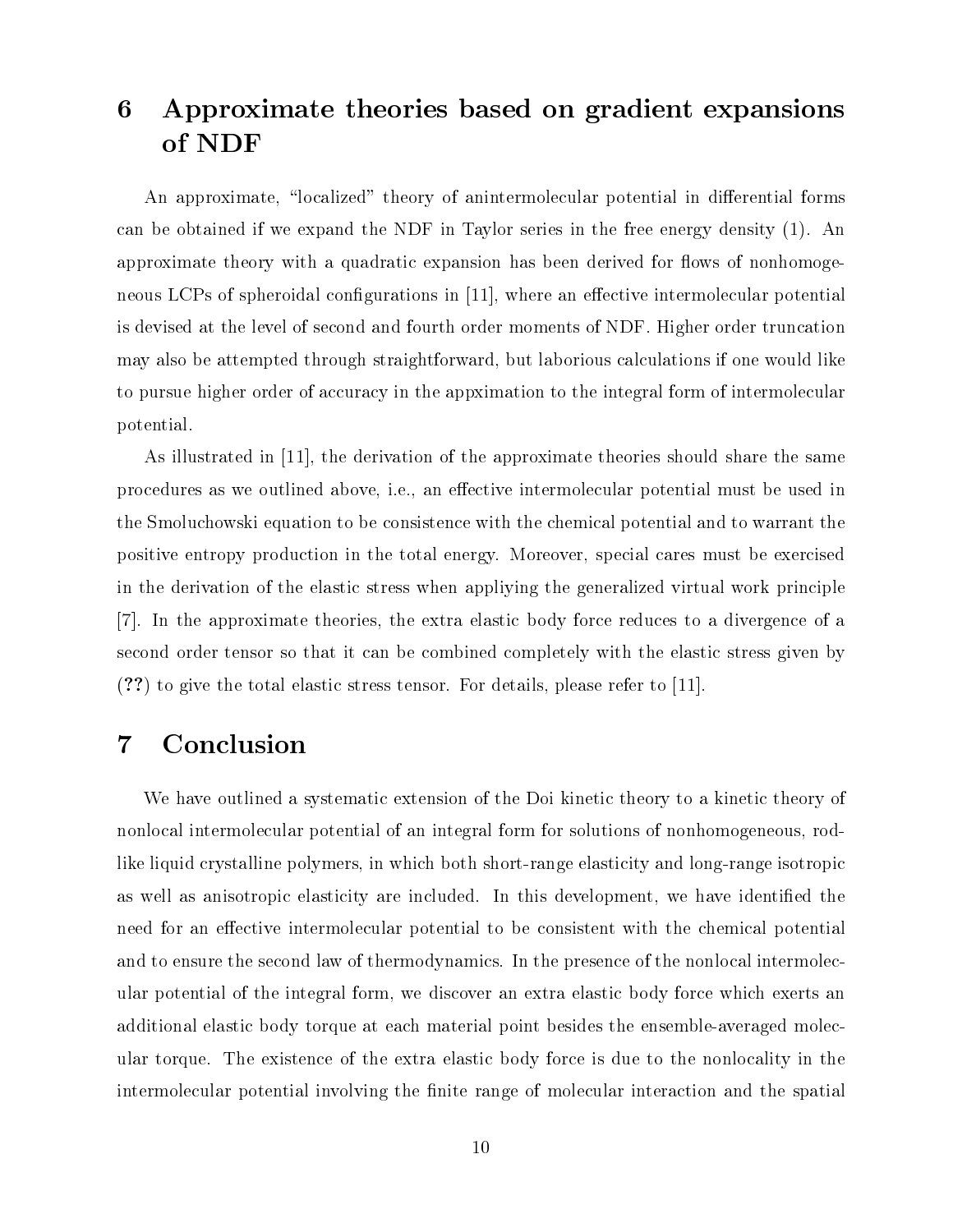# 6 Approximate theories based on gradient expansions of NDF

An approximate, "localized" theory of anintermolecular potential in differential forms can be obtained if we expand the NDF in Taylor series in the free energy density (1). An approximate theory with a quadratic expansion has been derived for flows of nonhomogeneous LCPs of spheroidal configurations in [11], where an effective intermolecular potential is devised at the level of second and fourth order moments of NDF. Higher order truncation may also be attempted through straightforward, but laborious calculations if one would like to pursue higher order of accuracy in the appximation to the integral form of intermolecular potential.

As illustrated in [11], the derivation of the approximate theories should share the same procedures as we outlined above, i.e., an effective intermolecular potential must be used in the Smoluchowski equation to be consistence with the chemical potential and to warrant the positive entropy production in the total energy. Moreover, special cares must be exercised in the derivation of the elastic stress when appliying the generalized virtual work principle [7]. In the approximate theories, the extra elastic body force reduces to a divergence of a second order tensor so that it can be combined completely with the elastic stress given by (**??**) to give the total elastic stress tensor. For details, please refer to [11].

# 7 Conclusion

We have outlined a systematic extension of the Doi kinetic theory to a kinetic theory of nonlocal intermolecular potential of an integral form for solutions of nonhomogeneous, rod-like liquid crystalline polymers, in which both short-range elasticity and long-range isotropic as well as anisotropic elasticity are included. In this development, we have identified the need for an effective intermolecular potential to be consistent with the chemical potential and to ensure the second law of thermodynamics. In the presence of the nonlocal intermolecular potential of the integral form, we discover an extra elastic body force which exerts an additional elastic body torque at each material point besides the ensemble-averaged molecular torque. The existence of the extra elastic body force is due to the nonlocality in the intermolecular potential involving the finite range of molecular interaction and the spatial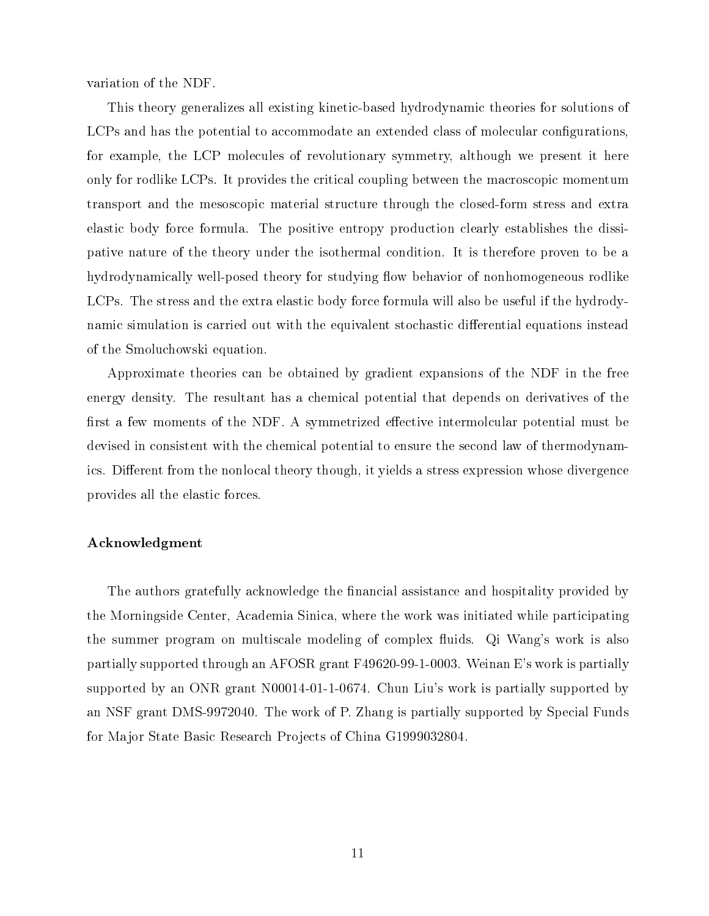variation of the NDF.

This theory generalizes all existing kinetic-based hydrodynamic theories for solutions of LCPs and has the potential to accommodate an extended class of molecular configurations, for example, the LCP molecules of revolutionary symmetry, although we present it here only for rodlike LCPs. It provides the critical coupling between the macroscopic momentum transport and the mesoscopic material structure through the closed-form stress and extra elastic body force formula. The positive entropy production clearly establishes the dissipative nature of the theory under the isothermal condition. It is therefore proven to be a hydrodynamically well-posed theory for studying flow behavior of nonhomogeneous rodlike LCPs. The stress and the extra elastic body force formula will also be useful if the hydrodynamic simulation is carried out with the equivalent stochastic differential equations instead of the Smoluchowski equation.

Approximate theories can be obtained by gradient expansions of the NDF in the free energy density. The resultant has a chemical potential that depends on derivatives of the first a few moments of the NDF. A symmetrized effective intermolcular potential must be devised in consistent with the chemical potential to ensure the second law of thermodynamics. Different from the nonlocal theory though, it yields a stress expression whose divergence provides all the elastic forces.

#### Acknowledgment

The authors gratefully acknowledge the financial assistance and hospitality provided by the Morningside Center, Academia Sinica, where the work was initiated while participating the summer program on multiscale modeling of complex fluids. Qi Wang's work is also partially supported through an AFOSR grant F49620-99-1-0003. Weinan E's work is partially supported by an ONR grant N00014-01-1-0674. Chun Liu's work is partially supported by an NSF grant DMS-9972040. The work of P. Zhang is partially supported by Special Funds for Major State Basic Research Projects of China G1999032804.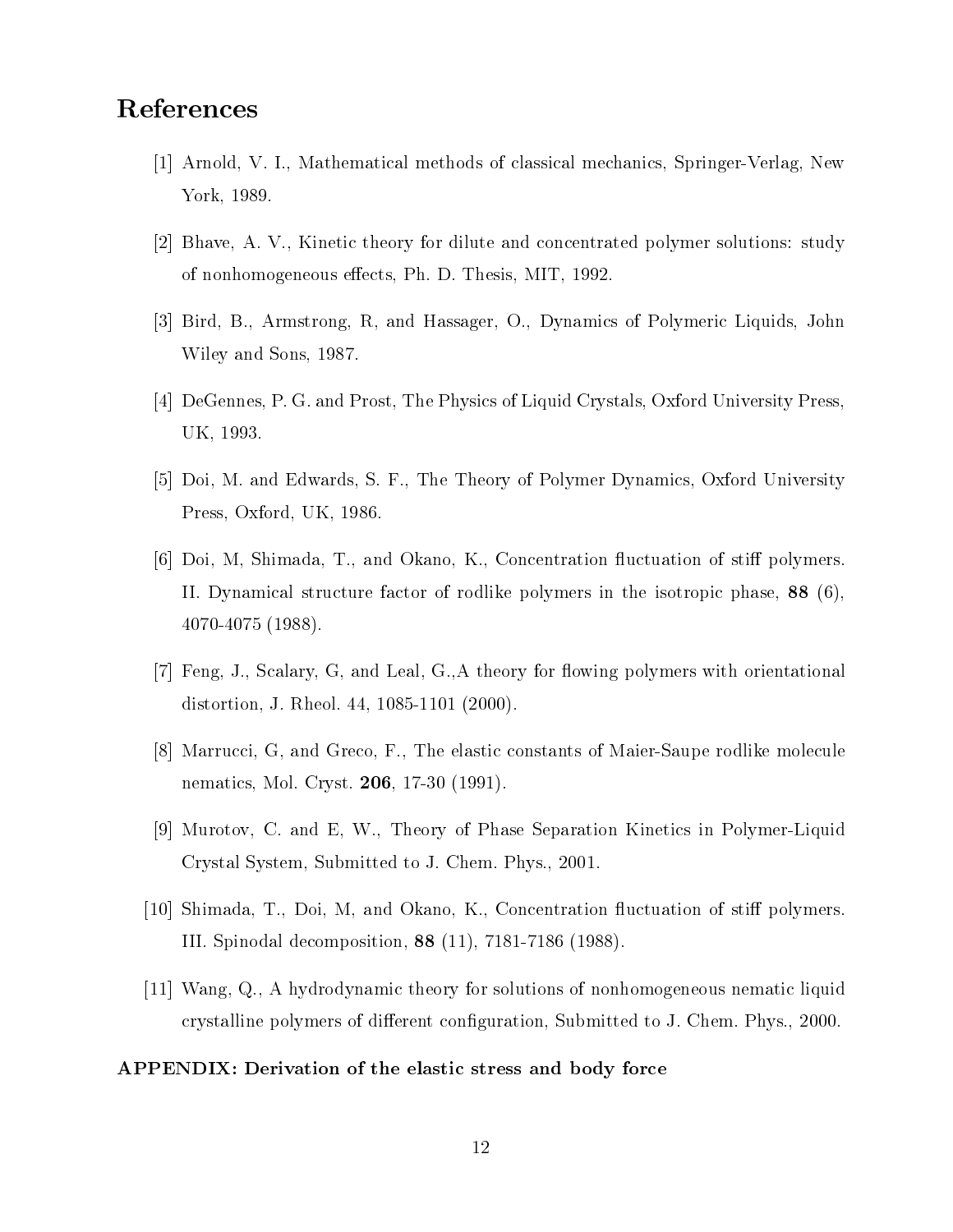# References

[1] Arnold, V. I., Mathematical methods of classical mechanics, Springer-Verlag, New York, 1989.

[2] Bhave, A. V., Kinetic theory for dilute and concentrated polymer solutions: study of nonhomogeneous effects, Ph. D. Thesis, MIT, 1992.

[3] Bird, B., Armstrong, R, and Hassager, O., Dynamics of Polymeric Liquids, John Wiley and Sons, 1987.

[4] DeGennes, P. G. and Prost, The Physics of Liquid Crystals, Oxford University Press, UK, 1993.

[5] Doi, M. and Edwards, S. F., The Theory of Polymer Dynamics, Oxford University Press, Oxford, UK, 1986.

[6] Doi, M, Shimada, T., and Okano, K., Concentration fluctuation of stiff polymers. II. Dynamical structure factor of rodlike polymers in the isotropic phase, **88** (6), 4070-4075 (1988).

[7] Feng, J., Scalary, G, and Leal, G.,A theory for flowing polymers with orientational distortion, J. Rheol. 44, 1085-1101 (2000).

[8] Marrucci, G, and Greco, F., The elastic constants of Maier-Saupe rodlike molecule nematics, Mol. Cryst. **206**, 17-30 (1991).

[9] Murotov, C. and E, W., Theory of Phase Separation Kinetics in Polymer-Liquid Crystal System, Submitted to J. Chem. Phys., 2001.

[10] Shimada, T., Doi, M, and Okano, K., Concentration fluctuation of stiff polymers. III. Spinodal decomposition, **88** (11), 7181-7186 (1988).

[11] Wang, Q., A hydrodynamic theory for solutions of nonhomogeneous nematic liquid crystalline polymers of different configuration, Submitted to J. Chem. Phys., 2000.

**APPENDIX: Derivation of the elastic stress and body force**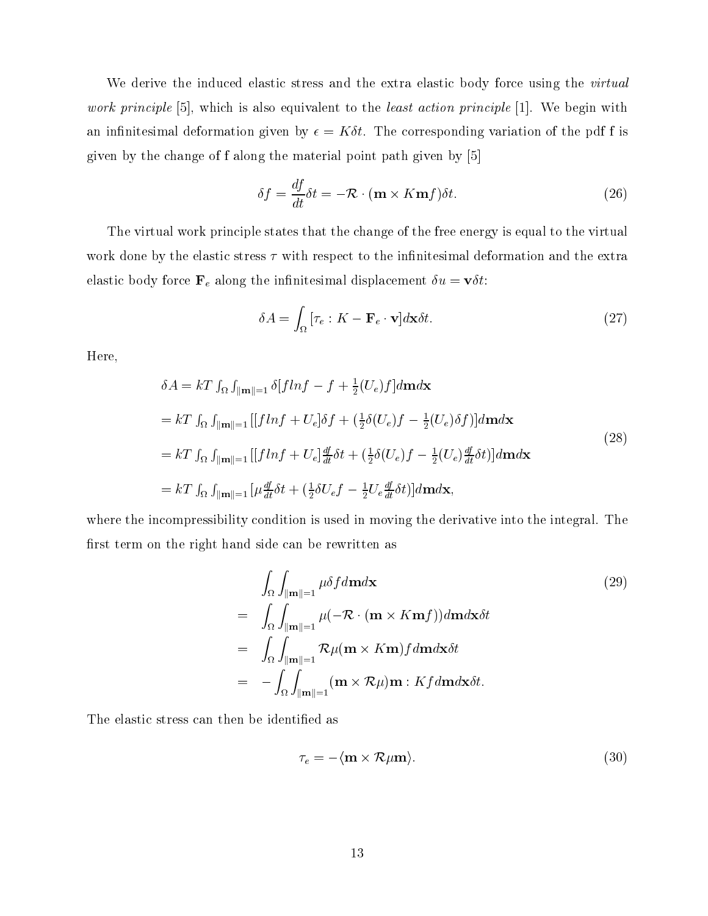We derive the induced elastic stress and the extra elastic body force using the *virtual work principle* [5], which is also equivalent to the *least action principle* [1]. We begin with an infinitesimal deformation given by $\epsilon = K\delta t$. The corresponding variation of the pdf f is given by the change of f along the material point path given by [5]

$$\delta f = \frac{df}{dt}\delta t = -\mathcal{R} \cdot (\mathbf{m} \times K\mathbf{m} f)\delta t. \tag{26}$$

The virtual work principle states that the change of the free energy is equal to the virtual work done by the elastic stress $\tau$ with respect to the infinitesimal deformation and the extra elastic body force $\mathbf{F}_e$ along the infinitesimal displacement $\delta u = \mathbf{v}\delta t$:

$$\delta A = \int_\Omega [\tau_e : K - \mathbf{F}_e \cdot \mathbf{v}] d\mathbf{x}\delta t. \tag{27}$$

Here,

$$\begin{aligned}
\delta A &= kT \int_\Omega \int_{\|\mathbf{m}\|=1} \delta[f ln f - f + \tfrac{1}{2}(U_e)f] d\mathbf{m} d\mathbf{x} \\
&= kT \int_\Omega \int_{\|\mathbf{m}\|=1} [[f ln f + U_e]\delta f + (\tfrac{1}{2}\delta(U_e)f - \tfrac{1}{2}(U_e)\delta f)] d\mathbf{m} d\mathbf{x} \\
&= kT \int_\Omega \int_{\|\mathbf{m}\|=1} [[f ln f + U_e]\tfrac{df}{dt}\delta t + (\tfrac{1}{2}\delta(U_e)f - \tfrac{1}{2}(U_e)\tfrac{df}{dt}\delta t)] d\mathbf{m} d\mathbf{x} \\
&= kT \int_\Omega \int_{\|\mathbf{m}\|=1} [\mu \tfrac{df}{dt}\delta t + (\tfrac{1}{2}\delta U_e f - \tfrac{1}{2} U_e \tfrac{df}{dt}\delta t)] d\mathbf{m} d\mathbf{x},
\end{aligned} \tag{28}$$

where the incompressibility condition is used in moving the derivative into the integral. The first term on the right hand side can be rewritten as

$$\begin{aligned}
& \int_\Omega \int_{\|\mathbf{m}\|=1} \mu \delta f d\mathbf{m} d\mathbf{x} \\
= & \int_\Omega \int_{\|\mathbf{m}\|=1} \mu(-\mathcal{R} \cdot (\mathbf{m} \times K\mathbf{m} f)) d\mathbf{m} d\mathbf{x}\delta t \\
= & \int_\Omega \int_{\|\mathbf{m}\|=1} \mathcal{R}\mu(\mathbf{m} \times K\mathbf{m}) f d\mathbf{m} d\mathbf{x}\delta t \\
= & -\int_\Omega \int_{\|\mathbf{m}\|=1} (\mathbf{m} \times \mathcal{R}\mu)\mathbf{m} : K f d\mathbf{m} d\mathbf{x}\delta t.
\end{aligned} \tag{29}$$

The elastic stress can then be identified as

$$\tau_e = -\langle \mathbf{m} \times \mathcal{R}\mu \mathbf{m} \rangle. \tag{30}$$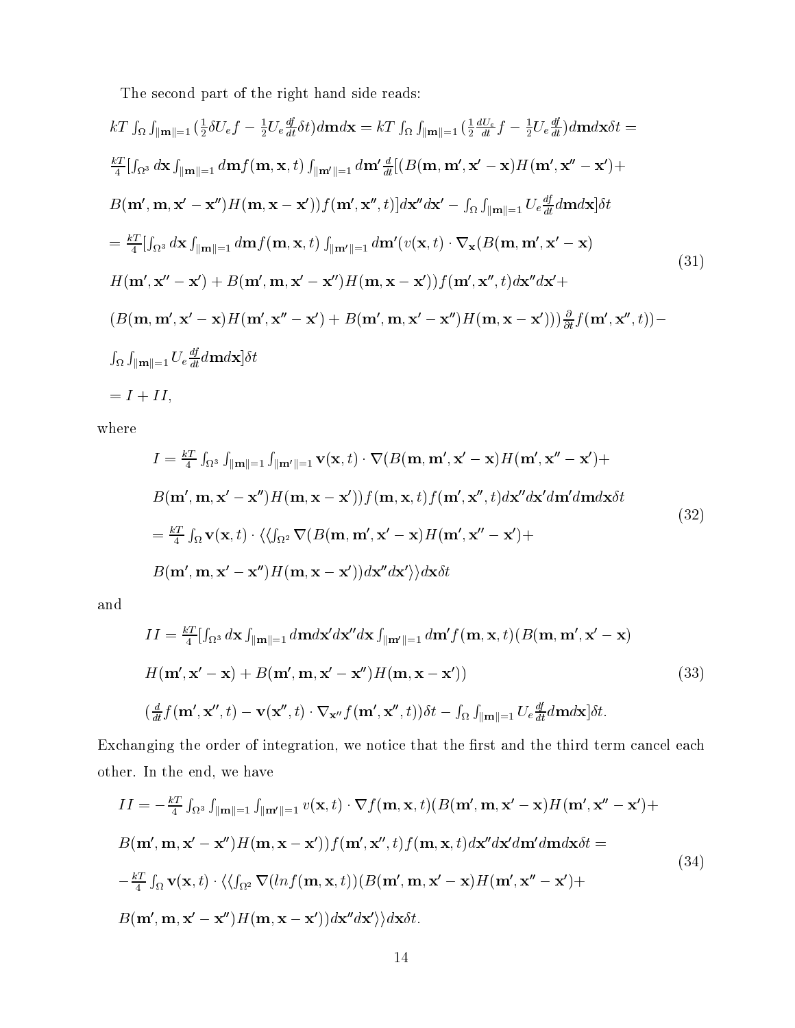The second part of the right hand side reads:

$$
\begin{aligned}
&kT\int_\Omega\int_{\|\mathbf{m}\|=1}(\tfrac{1}{2}\delta U_e f-\tfrac{1}{2}U_e\tfrac{df}{dt}\delta t)d\mathbf{m}d\mathbf{x}=kT\int_\Omega\int_{\|\mathbf{m}\|=1}(\tfrac{1}{2}\tfrac{dU_e}{dt}f-\tfrac{1}{2}U_e\tfrac{df}{dt})d\mathbf{m}d\mathbf{x}\delta t=\\
&\tfrac{kT}{4}[\int_{\Omega^3}d\mathbf{x}\int_{\|\mathbf{m}\|=1}d\mathbf{m}f(\mathbf{m},\mathbf{x},t)\int_{\|\mathbf{m}'\|=1}d\mathbf{m}'\tfrac{d}{dt}[(B(\mathbf{m},\mathbf{m}',\mathbf{x}'-\mathbf{x})H(\mathbf{m}',\mathbf{x}''-\mathbf{x}')+\\
&B(\mathbf{m}',\mathbf{m},\mathbf{x}'-\mathbf{x}'')H(\mathbf{m},\mathbf{x}-\mathbf{x}'))f(\mathbf{m}',\mathbf{x}'',t)]d\mathbf{x}''d\mathbf{x}'-\int_\Omega\int_{\|\mathbf{m}\|=1}U_e\tfrac{df}{dt}d\mathbf{m}d\mathbf{x}]\delta t\\
&=\tfrac{kT}{4}[\int_{\Omega^3}d\mathbf{x}\int_{\|\mathbf{m}\|=1}d\mathbf{m}f(\mathbf{m},\mathbf{x},t)\int_{\|\mathbf{m}'\|=1}d\mathbf{m}'(v(\mathbf{x},t)\cdot\nabla_{\mathbf{x}}(B(\mathbf{m},\mathbf{m}',\mathbf{x}'-\mathbf{x})\\
&H(\mathbf{m}',\mathbf{x}''-\mathbf{x}')+B(\mathbf{m}',\mathbf{m},\mathbf{x}'-\mathbf{x}'')H(\mathbf{m},\mathbf{x}-\mathbf{x}'))f(\mathbf{m}',\mathbf{x}'',t)d\mathbf{x}''d\mathbf{x}'+\\
&(B(\mathbf{m},\mathbf{m}',\mathbf{x}'-\mathbf{x})H(\mathbf{m}',\mathbf{x}''-\mathbf{x}')+B(\mathbf{m}',\mathbf{m},\mathbf{x}'-\mathbf{x}'')H(\mathbf{m},\mathbf{x}-\mathbf{x}')))\tfrac{\partial}{\partial t}f(\mathbf{m}',\mathbf{x}'',t))-\\
&\int_\Omega\int_{\|\mathbf{m}\|=1}U_e\tfrac{df}{dt}d\mathbf{m}d\mathbf{x}]\delta t\\
&=I+II,
\end{aligned}
\tag{31}
$$

where

$$
\begin{aligned}
I=&\tfrac{kT}{4}\int_{\Omega^3}\int_{\|\mathbf{m}\|=1}\int_{\|\mathbf{m}'\|=1}\mathbf{v}(\mathbf{x},t)\cdot\nabla(B(\mathbf{m},\mathbf{m}',\mathbf{x}'-\mathbf{x})H(\mathbf{m}',\mathbf{x}''-\mathbf{x}')+\\
&B(\mathbf{m}',\mathbf{m},\mathbf{x}'-\mathbf{x}'')H(\mathbf{m},\mathbf{x}-\mathbf{x}'))f(\mathbf{m},\mathbf{x},t)f(\mathbf{m}',\mathbf{x}'',t)d\mathbf{x}''d\mathbf{x}'d\mathbf{m}'d\mathbf{m}d\mathbf{x}\delta t\\
=&\tfrac{kT}{4}\int_\Omega\mathbf{v}(\mathbf{x},t)\cdot\langle\langle\int_{\Omega^2}\nabla(B(\mathbf{m},\mathbf{m}',\mathbf{x}'-\mathbf{x})H(\mathbf{m}',\mathbf{x}''-\mathbf{x}')+\\
&B(\mathbf{m}',\mathbf{m},\mathbf{x}'-\mathbf{x}'')H(\mathbf{m},\mathbf{x}-\mathbf{x}'))d\mathbf{x}''d\mathbf{x}'\rangle\rangle d\mathbf{x}\delta t
\end{aligned}
\tag{32}
$$

and

$$
\begin{aligned}
II=&\tfrac{kT}{4}[\int_{\Omega^3}d\mathbf{x}\int_{\|\mathbf{m}\|=1}d\mathbf{m}d\mathbf{x}'d\mathbf{x}''d\mathbf{x}\int_{\|\mathbf{m}'\|=1}d\mathbf{m}'f(\mathbf{m},\mathbf{x},t)(B(\mathbf{m},\mathbf{m}',\mathbf{x}'-\mathbf{x})\\
&H(\mathbf{m}',\mathbf{x}'-\mathbf{x})+B(\mathbf{m}',\mathbf{m},\mathbf{x}'-\mathbf{x}'')H(\mathbf{m},\mathbf{x}-\mathbf{x}'))\\
&(\tfrac{d}{dt}f(\mathbf{m}',\mathbf{x}'',t)-\mathbf{v}(\mathbf{x}'',t)\cdot\nabla_{\mathbf{x}''}f(\mathbf{m}',\mathbf{x}'',t))\delta t-\int_\Omega\int_{\|\mathbf{m}\|=1}U_e\tfrac{df}{dt}d\mathbf{m}d\mathbf{x}]\delta t.
\end{aligned}
\tag{33}
$$

Exchanging the order of integration, we notice that the first and the third term cancel each other. In the end, we have

$$
\begin{aligned}
II=&-\tfrac{kT}{4}\int_{\Omega^3}\int_{\|\mathbf{m}\|=1}\int_{\|\mathbf{m}'\|=1}v(\mathbf{x},t)\cdot\nabla f(\mathbf{m},\mathbf{x},t)(B(\mathbf{m}',\mathbf{m},\mathbf{x}'-\mathbf{x})H(\mathbf{m}',\mathbf{x}''-\mathbf{x}')+\\
&B(\mathbf{m}',\mathbf{m},\mathbf{x}'-\mathbf{x}'')H(\mathbf{m},\mathbf{x}-\mathbf{x}'))f(\mathbf{m}',\mathbf{x}'',t)f(\mathbf{m},\mathbf{x},t)d\mathbf{x}''d\mathbf{x}'d\mathbf{m}'d\mathbf{m}d\mathbf{x}\delta t=\\
&-\tfrac{kT}{4}\int_\Omega\mathbf{v}(\mathbf{x},t)\cdot\langle\langle\int_{\Omega^2}\nabla(ln f(\mathbf{m},\mathbf{x},t))(B(\mathbf{m}',\mathbf{m},\mathbf{x}'-\mathbf{x})H(\mathbf{m}',\mathbf{x}''-\mathbf{x}')+\\
&B(\mathbf{m}',\mathbf{m},\mathbf{x}'-\mathbf{x}'')H(\mathbf{m},\mathbf{x}-\mathbf{x}'))d\mathbf{x}''d\mathbf{x}'\rangle\rangle d\mathbf{x}\delta t.
\end{aligned}
\tag{34}
$$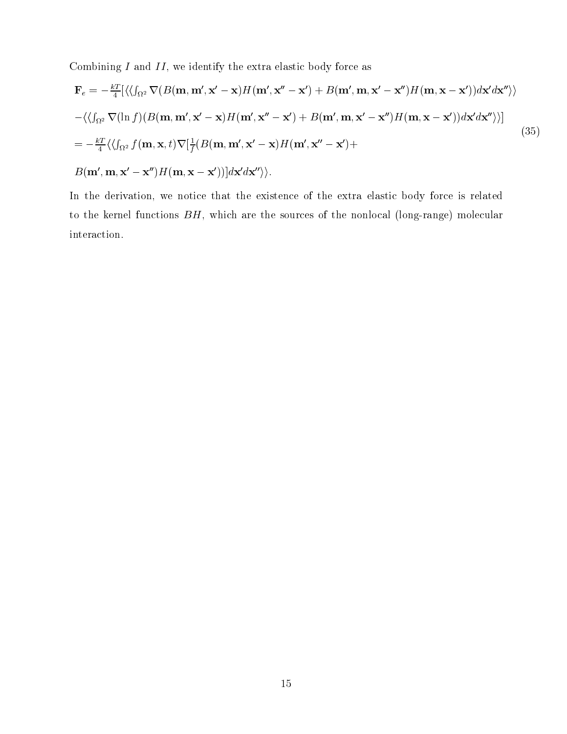Combining $I$ and $II$, we identify the extra elastic body force as

$$
\begin{aligned}
\mathbf{F}_e &= -\frac{kT}{4}[\langle\langle\int_{\Omega^2}\nabla(B(\mathbf{m},\mathbf{m}',\mathbf{x}'-\mathbf{x})H(\mathbf{m}',\mathbf{x}''-\mathbf{x}')+B(\mathbf{m}',\mathbf{m},\mathbf{x}'-\mathbf{x}'')H(\mathbf{m},\mathbf{x}-\mathbf{x}'))d\mathbf{x}'d\mathbf{x}''\rangle\rangle \\
&-\langle\langle\int_{\Omega^2}\nabla(\ln f)(B(\mathbf{m},\mathbf{m}',\mathbf{x}'-\mathbf{x})H(\mathbf{m}',\mathbf{x}''-\mathbf{x}')+B(\mathbf{m}',\mathbf{m},\mathbf{x}'-\mathbf{x}'')H(\mathbf{m},\mathbf{x}-\mathbf{x}'))d\mathbf{x}'d\mathbf{x}''\rangle\rangle] \\
&= -\frac{kT}{4}\langle\langle\int_{\Omega^2} f(\mathbf{m},\mathbf{x},t)\nabla[\frac{1}{f}(B(\mathbf{m},\mathbf{m}',\mathbf{x}'-\mathbf{x})H(\mathbf{m}',\mathbf{x}''-\mathbf{x}')+ \\
&B(\mathbf{m}',\mathbf{m},\mathbf{x}'-\mathbf{x}'')H(\mathbf{m},\mathbf{x}-\mathbf{x}'))]d\mathbf{x}'d\mathbf{x}''\rangle\rangle.
\end{aligned}
\tag{35}
$$

In the derivation, we notice that the existence of the extra elastic body force is related to the kernel functions $BH$, which are the sources of the nonlocal (long-range) molecular interaction.